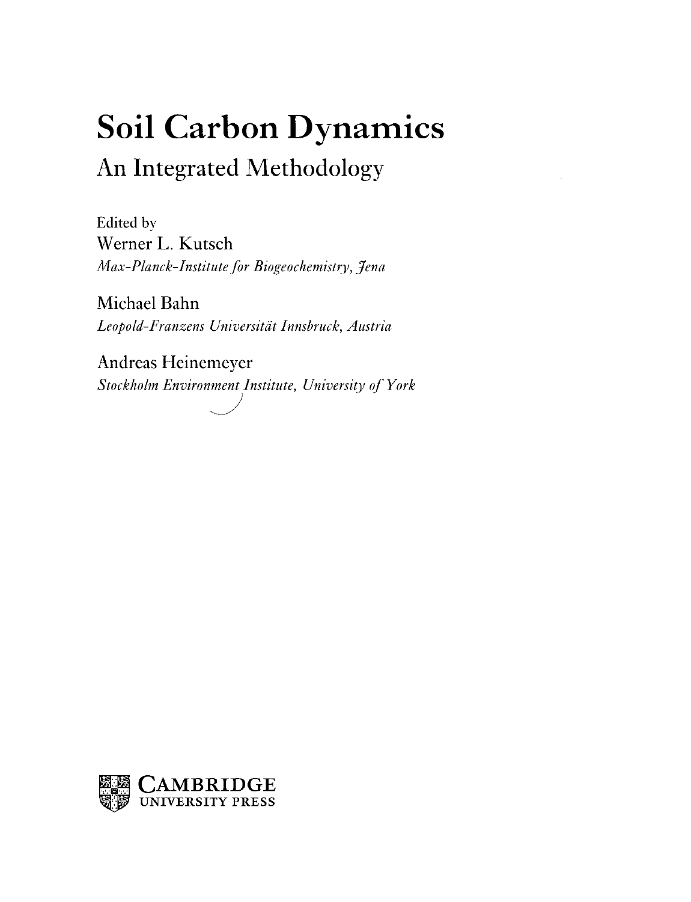# Soil Carbon Dynamics

## An Integrated Methodology

Edited by

Werner L. Kutsch

*Max-Planck-Institute for Biogeochemistry, Jena*

Michael Bahn

*Leopold-Franzens Universität Innsbruck, Austria*

Andreas Heinemeyer

*Stockholm Environment Institute, University of York*

CAMBRIDGE
UNIVERSITY PRESS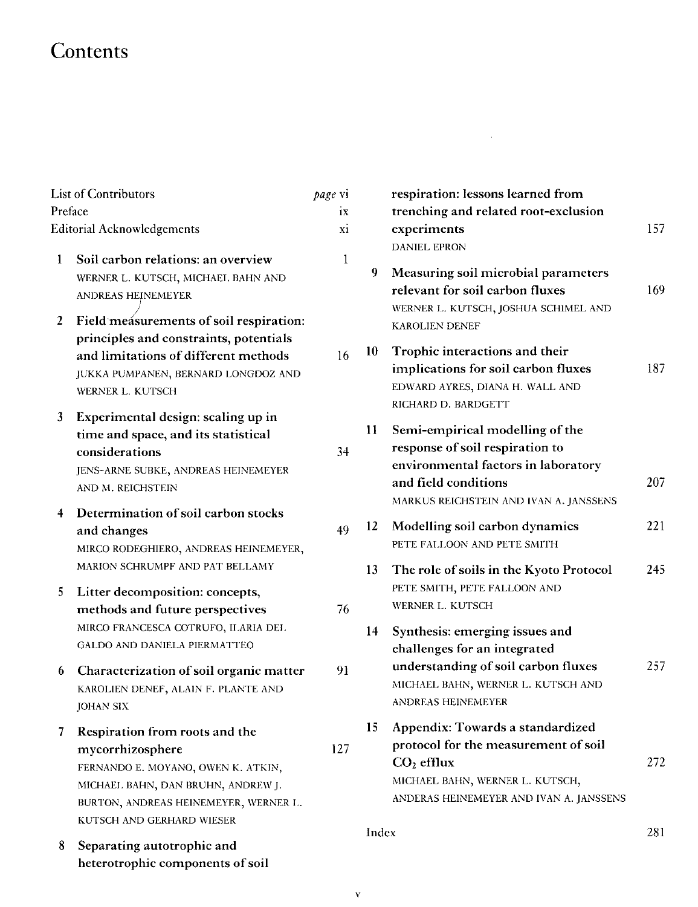# Contents

| | | |
|---|---|---|
| List of Contributors | | *page* vi |
| Preface | | ix |
| Editorial Acknowledgements | | xi |
| 1 | **Soil carbon relations: an overview**<br>WERNER L. KUTSCH, MICHAEL BAHN AND ANDREAS HEINEMEYER | 1 |
| 2 | **Field measurements of soil respiration: principles and constraints, potentials and limitations of different methods**<br>JUKKA PUMPANEN, BERNARD LONGDOZ AND WERNER L. KUTSCH | 16 |
| 3 | **Experimental design: scaling up in time and space, and its statistical considerations**<br>JENS-ARNE SUBKE, ANDREAS HEINEMEYER AND M. REICHSTEIN | 34 |
| 4 | **Determination of soil carbon stocks and changes**<br>MIRCO RODEGHIERO, ANDREAS HEINEMEYER, MARION SCHRUMPF AND PAT BELLAMY | 49 |
| 5 | **Litter decomposition: concepts, methods and future perspectives**<br>MIRCO FRANCESCA COTRUFO, ILARIA DEL GALDO AND DANIELA PIERMATTEO | 76 |
| 6 | **Characterization of soil organic matter**<br>KAROLIEN DENEF, ALAIN F. PLANTE AND JOHAN SIX | 91 |
| 7 | **Respiration from roots and the mycorrhizosphere**<br>FERNANDO E. MOYANO, OWEN K. ATKIN, MICHAEL BAHN, DAN BRUHN, ANDREW J. BURTON, ANDREAS HEINEMEYER, WERNER L. KUTSCH AND GERHARD WIESER | 127 |
| 8 | **Separating autotrophic and heterotrophic components of soil respiration: lessons learned from trenching and related root-exclusion experiments**<br>DANIEL EPRON | 157 |
| 9 | **Measuring soil microbial parameters relevant for soil carbon fluxes**<br>WERNER L. KUTSCH, JOSHUA SCHIMEL AND KAROLIEN DENEF | 169 |
| 10 | **Trophic interactions and their implications for soil carbon fluxes**<br>EDWARD AYRES, DIANA H. WALL AND RICHARD D. BARDGETT | 187 |
| 11 | **Semi-empirical modelling of the response of soil respiration to environmental factors in laboratory and field conditions**<br>MARKUS REICHSTEIN AND IVAN A. JANSSENS | 207 |
| 12 | **Modelling soil carbon dynamics**<br>PETE FALLOON AND PETE SMITH | 221 |
| 13 | **The role of soils in the Kyoto Protocol**<br>PETE SMITH, PETE FALLOON AND WERNER L. KUTSCH | 245 |
| 14 | **Synthesis: emerging issues and challenges for an integrated understanding of soil carbon fluxes**<br>MICHAEL BAHN, WERNER L. KUTSCH AND ANDREAS HEINEMEYER | 257 |
| 15 | **Appendix: Towards a standardized protocol for the measurement of soil $CO_2$ efflux**<br>MICHAEL BAHN, WERNER L. KUTSCH, ANDERAS HEINEMEYER AND IVAN A. JANSSENS | 272 |
| Index | | 281 |